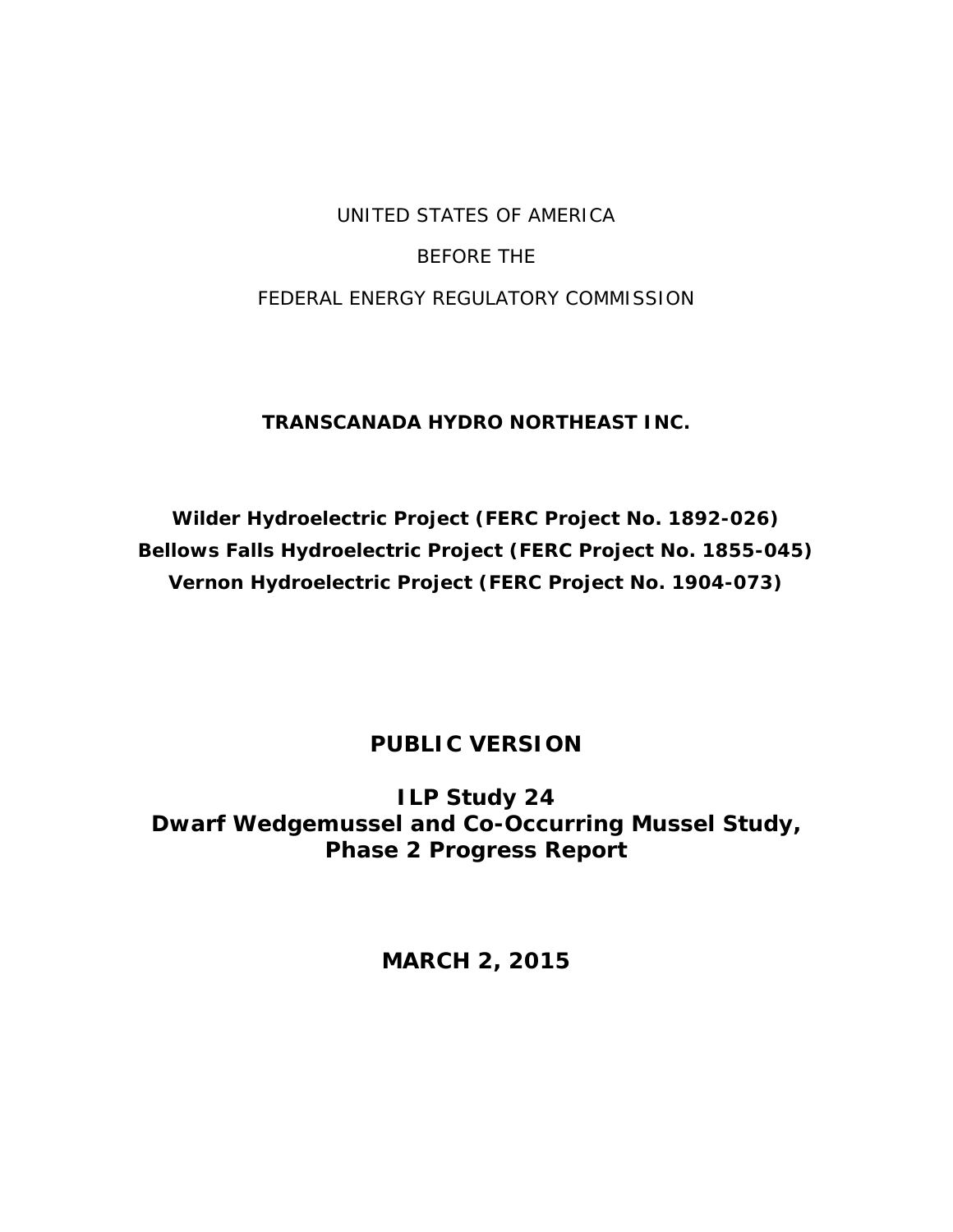UNITED STATES OF AMERICA

BEFORE THE

FEDERAL ENERGY REGULATORY COMMISSION

**TRANSCANADA HYDRO NORTHEAST INC.**

**Wilder Hydroelectric Project (FERC Project No. 1892-026)**
**Bellows Falls Hydroelectric Project (FERC Project No. 1855-045)**
**Vernon Hydroelectric Project (FERC Project No. 1904-073)**

# PUBLIC VERSION

# ILP Study 24
# Dwarf Wedgemussel and Co-Occurring Mussel Study, Phase 2 Progress Report

**MARCH 2, 2015**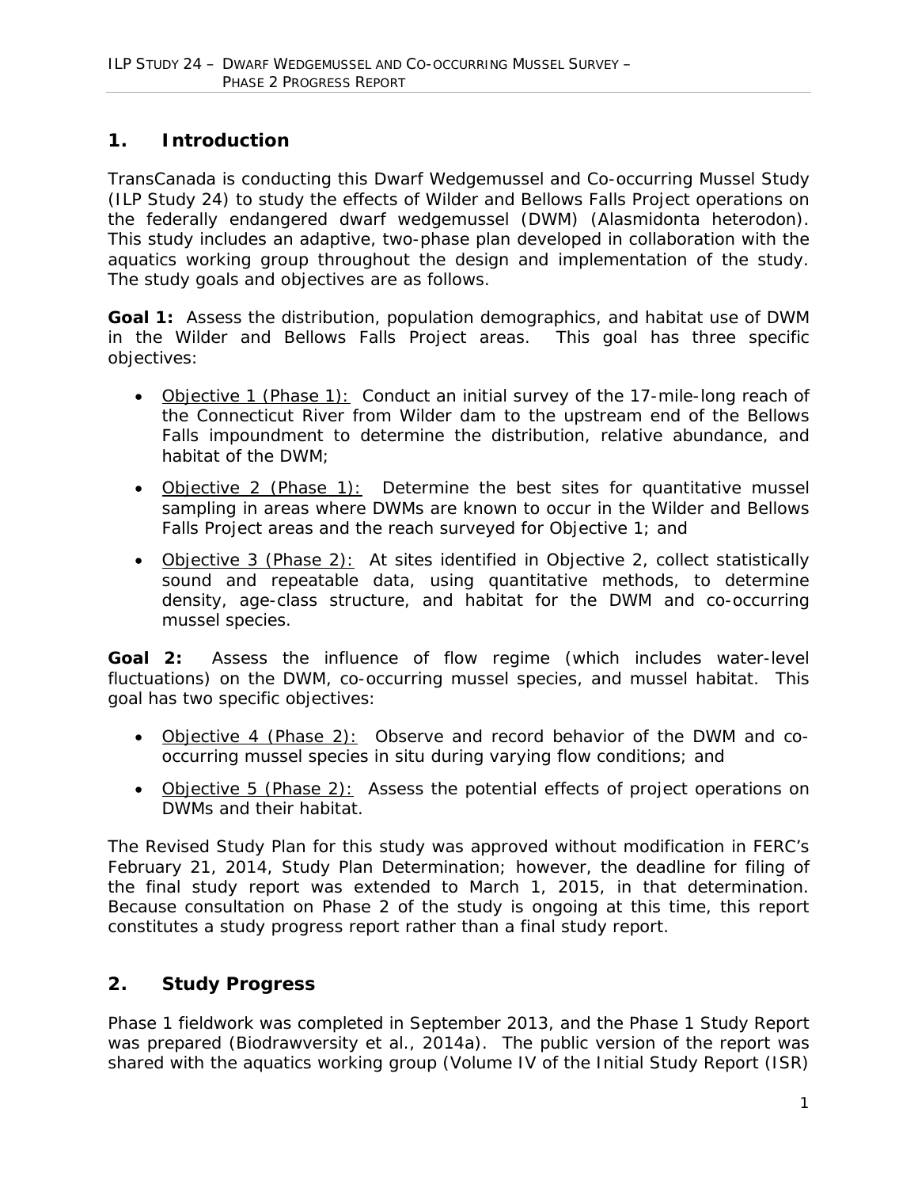# 1. Introduction

TransCanada is conducting this Dwarf Wedgemussel and Co-occurring Mussel Study (ILP Study 24) to study the effects of Wilder and Bellows Falls Project operations on the federally endangered dwarf wedgemussel (DWM) (Alasmidonta heterodon). This study includes an adaptive, two-phase plan developed in collaboration with the aquatics working group throughout the design and implementation of the study. The study goals and objectives are as follows.

**Goal 1:** Assess the distribution, population demographics, and habitat use of DWM in the Wilder and Bellows Falls Project areas. This goal has three specific objectives:

- Objective 1 (Phase 1): Conduct an initial survey of the 17-mile-long reach of the Connecticut River from Wilder dam to the upstream end of the Bellows Falls impoundment to determine the distribution, relative abundance, and habitat of the DWM;
- Objective 2 (Phase 1): Determine the best sites for quantitative mussel sampling in areas where DWMs are known to occur in the Wilder and Bellows Falls Project areas and the reach surveyed for Objective 1; and
- Objective 3 (Phase 2): At sites identified in Objective 2, collect statistically sound and repeatable data, using quantitative methods, to determine density, age-class structure, and habitat for the DWM and co-occurring mussel species.

**Goal 2:** Assess the influence of flow regime (which includes water-level fluctuations) on the DWM, co-occurring mussel species, and mussel habitat. This goal has two specific objectives:

- Objective 4 (Phase 2): Observe and record behavior of the DWM and co-occurring mussel species in situ during varying flow conditions; and
- Objective 5 (Phase 2): Assess the potential effects of project operations on DWMs and their habitat.

The Revised Study Plan for this study was approved without modification in FERC's February 21, 2014, Study Plan Determination; however, the deadline for filing of the final study report was extended to March 1, 2015, in that determination. Because consultation on Phase 2 of the study is ongoing at this time, this report constitutes a study progress report rather than a final study report.

# 2. Study Progress

Phase 1 fieldwork was completed in September 2013, and the Phase 1 Study Report was prepared (Biodrawversity et al., 2014a). The public version of the report was shared with the aquatics working group (Volume IV of the Initial Study Report (ISR)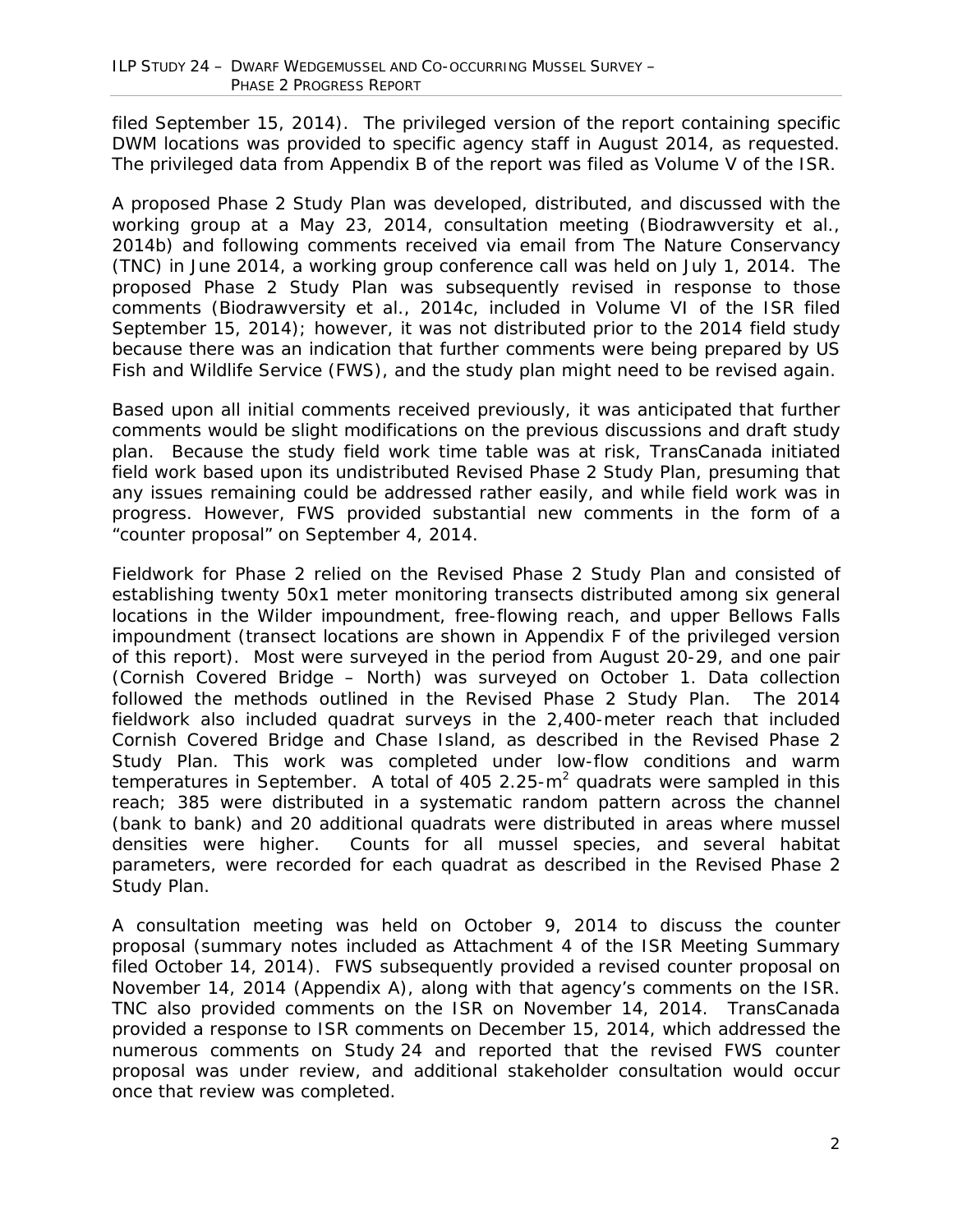filed September 15, 2014). The privileged version of the report containing specific DWM locations was provided to specific agency staff in August 2014, as requested. The privileged data from Appendix B of the report was filed as Volume V of the ISR.

A proposed Phase 2 Study Plan was developed, distributed, and discussed with the working group at a May 23, 2014, consultation meeting (Biodrawversity et al., 2014b) and following comments received via email from The Nature Conservancy (TNC) in June 2014, a working group conference call was held on July 1, 2014. The proposed Phase 2 Study Plan was subsequently revised in response to those comments (Biodrawversity et al., 2014c, included in Volume VI of the ISR filed September 15, 2014); however, it was not distributed prior to the 2014 field study because there was an indication that further comments were being prepared by US Fish and Wildlife Service (FWS), and the study plan might need to be revised again.

Based upon all initial comments received previously, it was anticipated that further comments would be slight modifications on the previous discussions and draft study plan. Because the study field work time table was at risk, TransCanada initiated field work based upon its undistributed Revised Phase 2 Study Plan, presuming that any issues remaining could be addressed rather easily, and while field work was in progress. However, FWS provided substantial new comments in the form of a "counter proposal" on September 4, 2014.

Fieldwork for Phase 2 relied on the Revised Phase 2 Study Plan and consisted of establishing twenty 50x1 meter monitoring transects distributed among six general locations in the Wilder impoundment, free-flowing reach, and upper Bellows Falls impoundment (transect locations are shown in Appendix F of the privileged version of this report). Most were surveyed in the period from August 20-29, and one pair (Cornish Covered Bridge – North) was surveyed on October 1. Data collection followed the methods outlined in the Revised Phase 2 Study Plan. The 2014 fieldwork also included quadrat surveys in the 2,400-meter reach that included Cornish Covered Bridge and Chase Island, as described in the Revised Phase 2 Study Plan. This work was completed under low-flow conditions and warm temperatures in September. A total of 405 2.25-$m^2$ quadrats were sampled in this reach; 385 were distributed in a systematic random pattern across the channel (bank to bank) and 20 additional quadrats were distributed in areas where mussel densities were higher. Counts for all mussel species, and several habitat parameters, were recorded for each quadrat as described in the Revised Phase 2 Study Plan.

A consultation meeting was held on October 9, 2014 to discuss the counter proposal (summary notes included as Attachment 4 of the ISR Meeting Summary filed October 14, 2014). FWS subsequently provided a revised counter proposal on November 14, 2014 (Appendix A), along with that agency's comments on the ISR. TNC also provided comments on the ISR on November 14, 2014. TransCanada provided a response to ISR comments on December 15, 2014, which addressed the numerous comments on Study 24 and reported that the revised FWS counter proposal was under review, and additional stakeholder consultation would occur once that review was completed.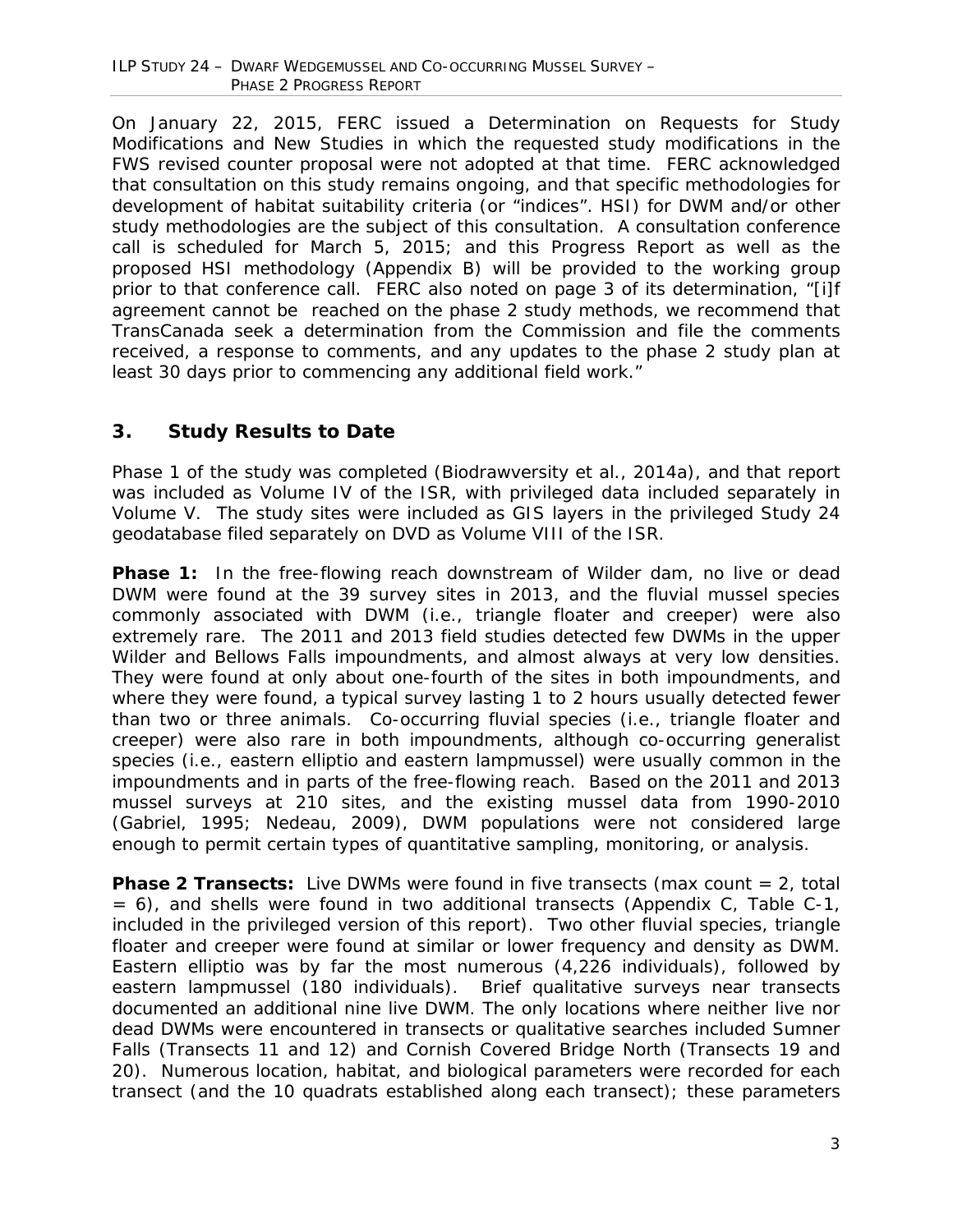On January 22, 2015, FERC issued a Determination on Requests for Study Modifications and New Studies in which the requested study modifications in the FWS revised counter proposal were not adopted at that time. FERC acknowledged that consultation on this study remains ongoing, and that specific methodologies for development of habitat suitability criteria (or "indices". HSI) for DWM and/or other study methodologies are the subject of this consultation. A consultation conference call is scheduled for March 5, 2015; and this Progress Report as well as the proposed HSI methodology (Appendix B) will be provided to the working group prior to that conference call. FERC also noted on page 3 of its determination, "[i]f agreement cannot be reached on the phase 2 study methods, we recommend that TransCanada seek a determination from the Commission and file the comments received, a response to comments, and any updates to the phase 2 study plan at least 30 days prior to commencing any additional field work."

## 3. Study Results to Date

Phase 1 of the study was completed (Biodrawversity et al., 2014a), and that report was included as Volume IV of the ISR, with privileged data included separately in Volume V. The study sites were included as GIS layers in the privileged Study 24 geodatabase filed separately on DVD as Volume VIII of the ISR.

**Phase 1:** In the free-flowing reach downstream of Wilder dam, no live or dead DWM were found at the 39 survey sites in 2013, and the fluvial mussel species commonly associated with DWM (i.e., triangle floater and creeper) were also extremely rare. The 2011 and 2013 field studies detected few DWMs in the upper Wilder and Bellows Falls impoundments, and almost always at very low densities. They were found at only about one-fourth of the sites in both impoundments, and where they were found, a typical survey lasting 1 to 2 hours usually detected fewer than two or three animals. Co-occurring fluvial species (i.e., triangle floater and creeper) were also rare in both impoundments, although co-occurring generalist species (i.e., eastern elliptio and eastern lampmussel) were usually common in the impoundments and in parts of the free-flowing reach. Based on the 2011 and 2013 mussel surveys at 210 sites, and the existing mussel data from 1990-2010 (Gabriel, 1995; Nedeau, 2009), DWM populations were not considered large enough to permit certain types of quantitative sampling, monitoring, or analysis.

**Phase 2 Transects:** Live DWMs were found in five transects (max count = 2, total = 6), and shells were found in two additional transects (Appendix C, Table C-1, included in the privileged version of this report). Two other fluvial species, triangle floater and creeper were found at similar or lower frequency and density as DWM. Eastern elliptio was by far the most numerous (4,226 individuals), followed by eastern lampmussel (180 individuals). Brief qualitative surveys near transects documented an additional nine live DWM. The only locations where neither live nor dead DWMs were encountered in transects or qualitative searches included Sumner Falls (Transects 11 and 12) and Cornish Covered Bridge North (Transects 19 and 20). Numerous location, habitat, and biological parameters were recorded for each transect (and the 10 quadrats established along each transect); these parameters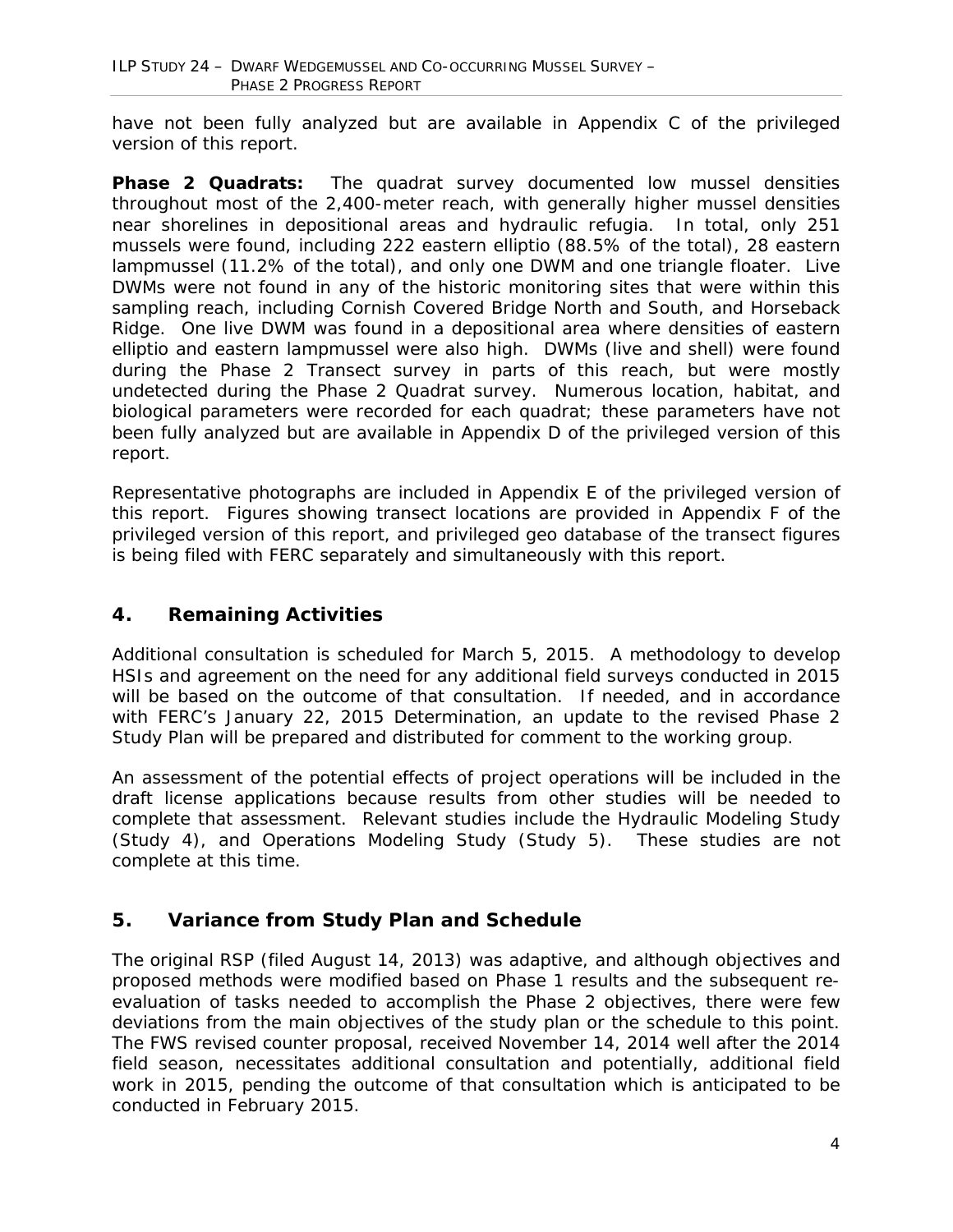have not been fully analyzed but are available in Appendix C of the privileged version of this report.

**Phase 2 Quadrats:** The quadrat survey documented low mussel densities throughout most of the 2,400-meter reach, with generally higher mussel densities near shorelines in depositional areas and hydraulic refugia. In total, only 251 mussels were found, including 222 eastern elliptio (88.5% of the total), 28 eastern lampmussel (11.2% of the total), and only one DWM and one triangle floater. Live DWMs were not found in any of the historic monitoring sites that were within this sampling reach, including Cornish Covered Bridge North and South, and Horseback Ridge. One live DWM was found in a depositional area where densities of eastern elliptio and eastern lampmussel were also high. DWMs (live and shell) were found during the Phase 2 Transect survey in parts of this reach, but were mostly undetected during the Phase 2 Quadrat survey. Numerous location, habitat, and biological parameters were recorded for each quadrat; these parameters have not been fully analyzed but are available in Appendix D of the privileged version of this report.

Representative photographs are included in Appendix E of the privileged version of this report. Figures showing transect locations are provided in Appendix F of the privileged version of this report, and privileged geo database of the transect figures is being filed with FERC separately and simultaneously with this report.

## 4. Remaining Activities

Additional consultation is scheduled for March 5, 2015. A methodology to develop HSIs and agreement on the need for any additional field surveys conducted in 2015 will be based on the outcome of that consultation. If needed, and in accordance with FERC's January 22, 2015 Determination, an update to the revised Phase 2 Study Plan will be prepared and distributed for comment to the working group.

An assessment of the potential effects of project operations will be included in the draft license applications because results from other studies will be needed to complete that assessment. Relevant studies include the Hydraulic Modeling Study (Study 4), and Operations Modeling Study (Study 5). These studies are not complete at this time.

## 5. Variance from Study Plan and Schedule

The original RSP (filed August 14, 2013) was adaptive, and although objectives and proposed methods were modified based on Phase 1 results and the subsequent re-evaluation of tasks needed to accomplish the Phase 2 objectives, there were few deviations from the main objectives of the study plan or the schedule to this point. The FWS revised counter proposal, received November 14, 2014 well after the 2014 field season, necessitates additional consultation and potentially, additional field work in 2015, pending the outcome of that consultation which is anticipated to be conducted in February 2015.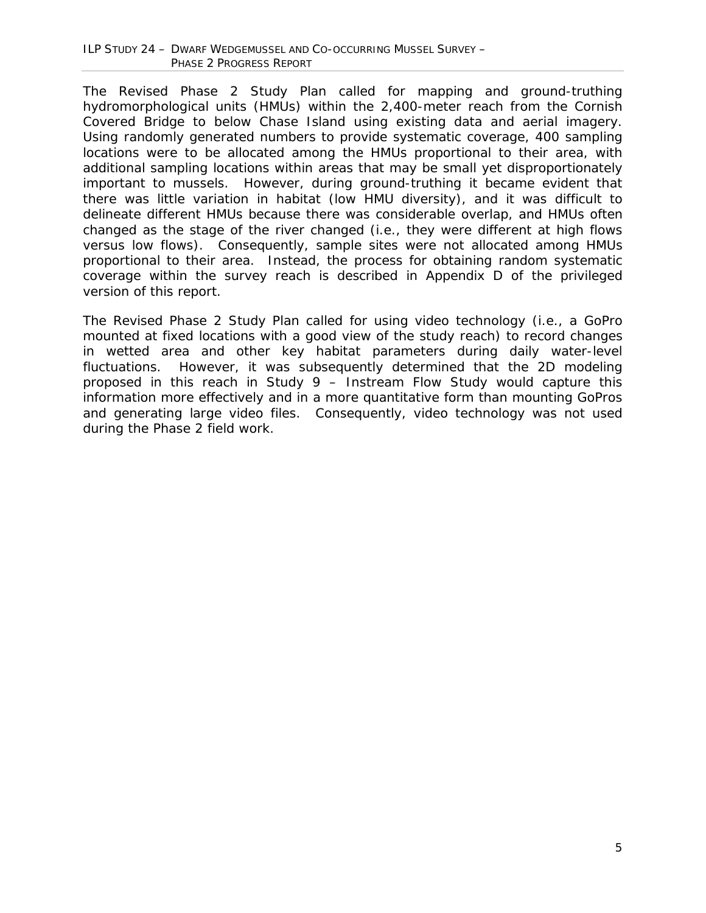The Revised Phase 2 Study Plan called for mapping and ground-truthing hydromorphological units (HMUs) within the 2,400-meter reach from the Cornish Covered Bridge to below Chase Island using existing data and aerial imagery. Using randomly generated numbers to provide systematic coverage, 400 sampling locations were to be allocated among the HMUs proportional to their area, with additional sampling locations within areas that may be small yet disproportionately important to mussels. However, during ground-truthing it became evident that there was little variation in habitat (low HMU diversity), and it was difficult to delineate different HMUs because there was considerable overlap, and HMUs often changed as the stage of the river changed (i.e., they were different at high flows versus low flows). Consequently, sample sites were not allocated among HMUs proportional to their area. Instead, the process for obtaining random systematic coverage within the survey reach is described in Appendix D of the privileged version of this report.

The Revised Phase 2 Study Plan called for using video technology (i.e., a GoPro mounted at fixed locations with a good view of the study reach) to record changes in wetted area and other key habitat parameters during daily water-level fluctuations. However, it was subsequently determined that the 2D modeling proposed in this reach in Study 9 – Instream Flow Study would capture this information more effectively and in a more quantitative form than mounting GoPros and generating large video files. Consequently, video technology was not used during the Phase 2 field work.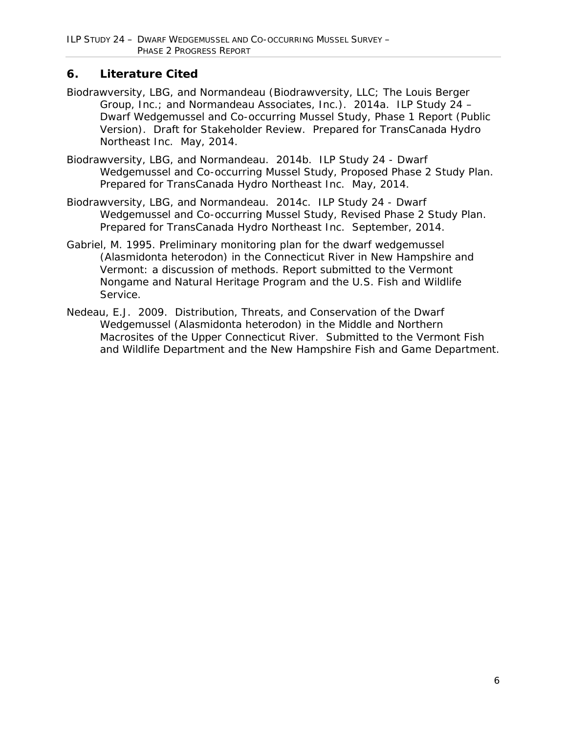## 6. Literature Cited

Biodrawversity, LBG, and Normandeau (Biodrawversity, LLC; The Louis Berger Group, Inc.; and Normandeau Associates, Inc.). 2014a. ILP Study 24 – Dwarf Wedgemussel and Co-occurring Mussel Study, Phase 1 Report (Public Version). Draft for Stakeholder Review. Prepared for TransCanada Hydro Northeast Inc. May, 2014.

Biodrawversity, LBG, and Normandeau. 2014b. ILP Study 24 - Dwarf Wedgemussel and Co-occurring Mussel Study, Proposed Phase 2 Study Plan. Prepared for TransCanada Hydro Northeast Inc. May, 2014.

Biodrawversity, LBG, and Normandeau. 2014c. ILP Study 24 - Dwarf Wedgemussel and Co-occurring Mussel Study, Revised Phase 2 Study Plan. Prepared for TransCanada Hydro Northeast Inc. September, 2014.

Gabriel, M. 1995. Preliminary monitoring plan for the dwarf wedgemussel (*Alasmidonta heterodon*) in the Connecticut River in New Hampshire and Vermont: a discussion of methods. Report submitted to the Vermont Nongame and Natural Heritage Program and the U.S. Fish and Wildlife Service.

Nedeau, E.J. 2009. Distribution, Threats, and Conservation of the Dwarf Wedgemussel (*Alasmidonta heterodon*) in the Middle and Northern Macrosites of the Upper Connecticut River. Submitted to the Vermont Fish and Wildlife Department and the New Hampshire Fish and Game Department.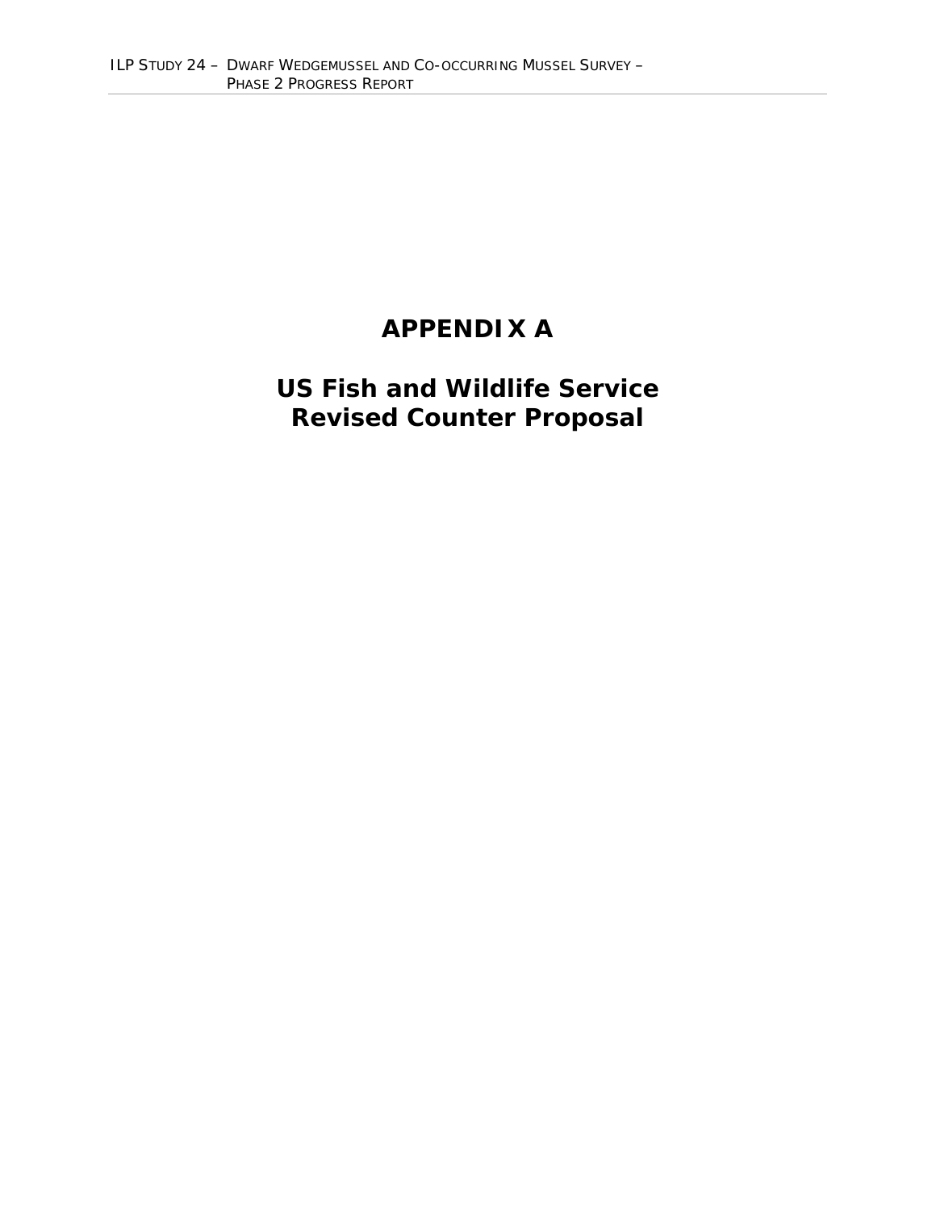# APPENDIX A

# US Fish and Wildlife Service Revised Counter Proposal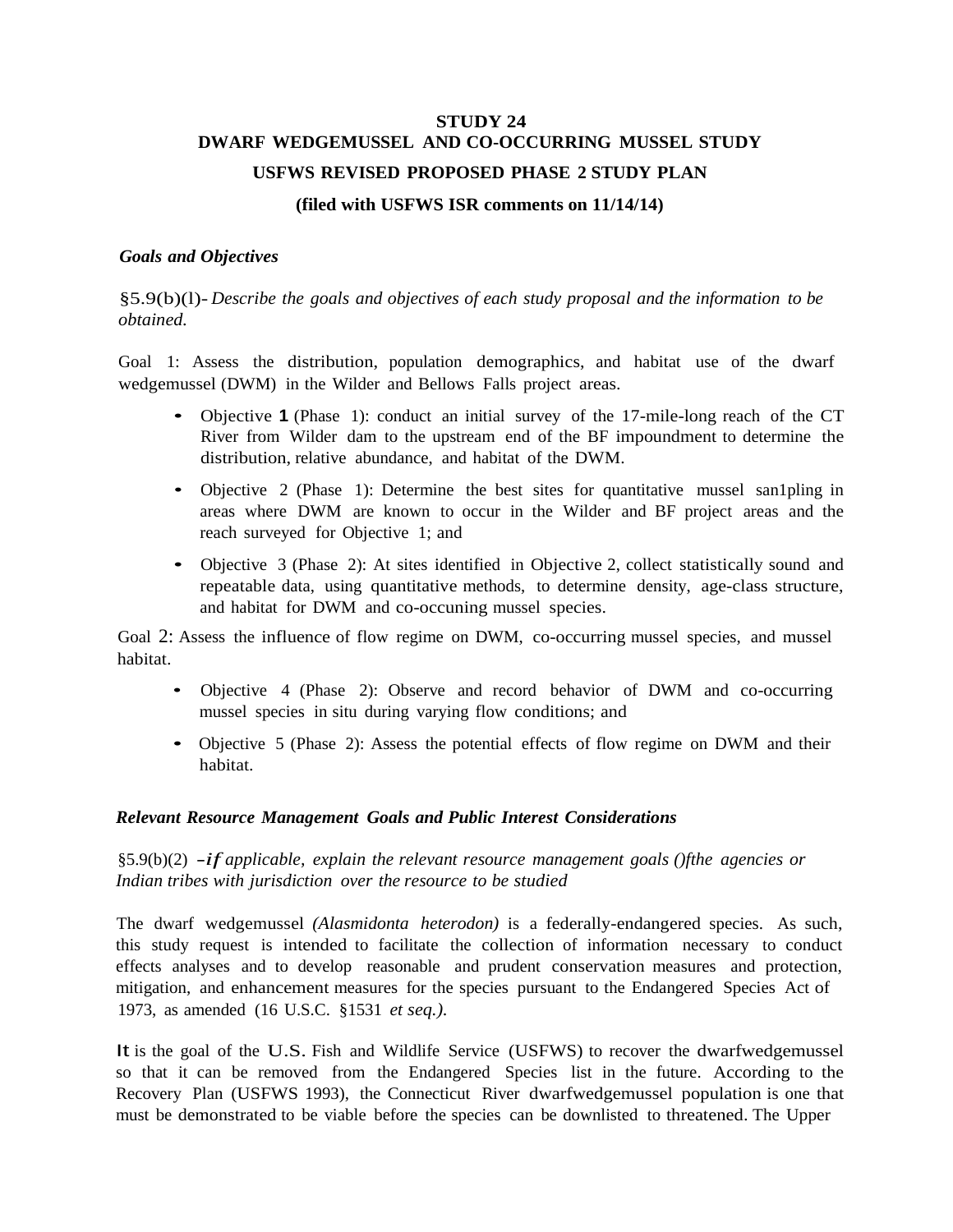**STUDY 24**
**DWARF WEDGEMUSSEL AND CO-OCCURRING MUSSEL STUDY**
**USFWS REVISED PROPOSED PHASE 2 STUDY PLAN**
**(filed with USFWS ISR comments on 11/14/14)**

***Goals and Objectives***

§5.9(b)(l)- *Describe the goals and objectives of each study proposal and the information to be obtained.*

Goal 1: Assess the distribution, population demographics, and habitat use of the dwarf wedgemussel (DWM) in the Wilder and Bellows Falls project areas.

- Objective **1** (Phase 1): conduct an initial survey of the 17-mile-long reach of the CT River from Wilder dam to the upstream end of the BF impoundment to determine the distribution, relative abundance, and habitat of the DWM.
- Objective 2 (Phase 1): Determine the best sites for quantitative mussel san1pling in areas where DWM are known to occur in the Wilder and BF project areas and the reach surveyed for Objective 1; and
- Objective 3 (Phase 2): At sites identified in Objective 2, collect statistically sound and repeatable data, using quantitative methods, to determine density, age-class structure, and habitat for DWM and co-occuning mussel species.

Goal 2: Assess the influence of flow regime on DWM, co-occurring mussel species, and mussel habitat.

- Objective 4 (Phase 2): Observe and record behavior of DWM and co-occurring mussel species in situ during varying flow conditions; and
- Objective 5 (Phase 2): Assess the potential effects of flow regime on DWM and their habitat.

***Relevant Resource Management Goals and Public Interest Considerations***

§5.9(b)(2) *-if applicable, explain the relevant resource management goals ()fthe agencies or Indian tribes with jurisdiction over the resource to be studied*

The dwarf wedgemussel *(Alasmidonta heterodon)* is a federally-endangered species. As such, this study request is intended to facilitate the collection of information necessary to conduct effects analyses and to develop reasonable and prudent conservation measures and protection, mitigation, and enhancement measures for the species pursuant to the Endangered Species Act of 1973, as amended (16 U.S.C. §1531 *et seq.)*.

It is the goal of the U.S. Fish and Wildlife Service (USFWS) to recover the dwarfwedgemussel so that it can be removed from the Endangered Species list in the future. According to the Recovery Plan (USFWS 1993), the Connecticut River dwarfwedgemussel population is one that must be demonstrated to be viable before the species can be downlisted to threatened. The Upper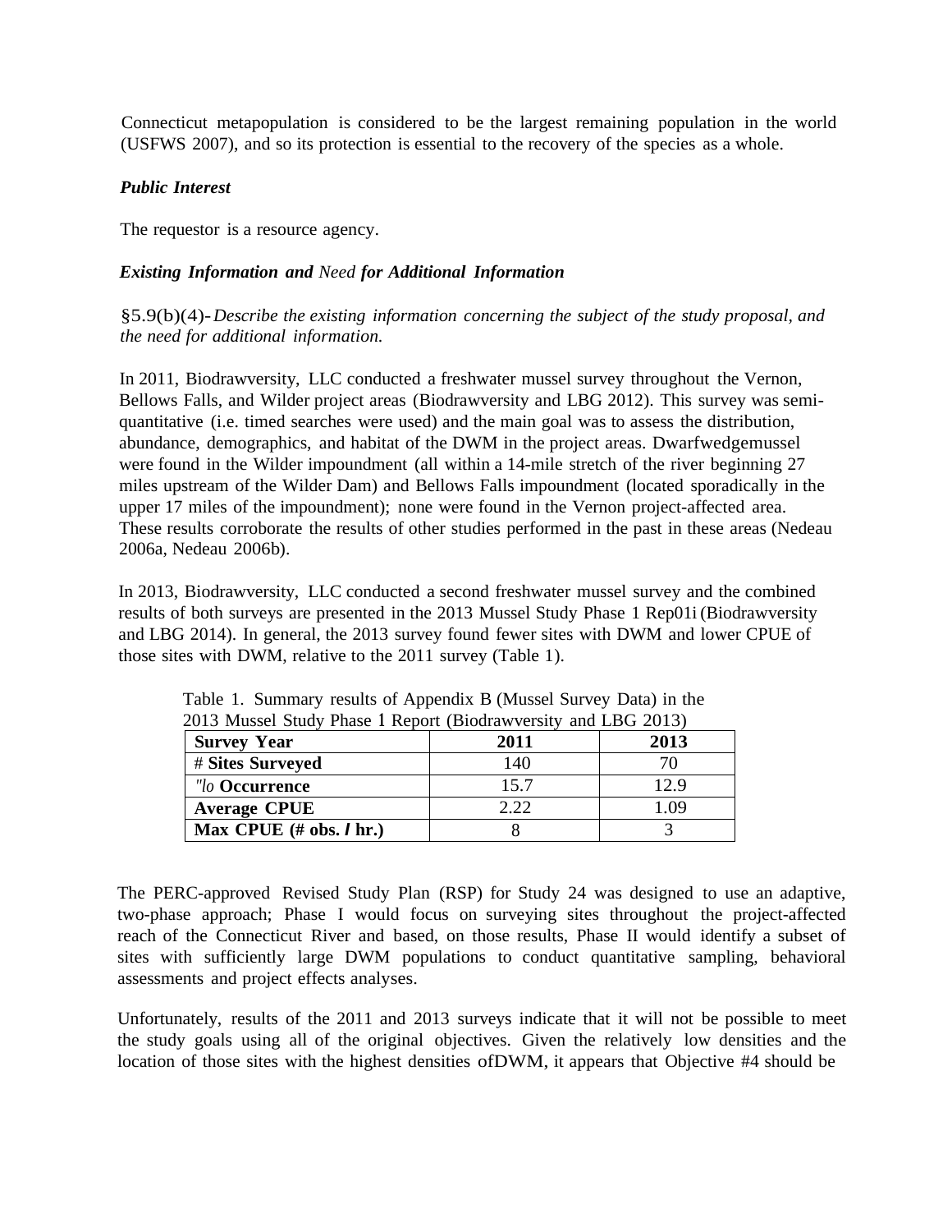Connecticut metapopulation is considered to be the largest remaining population in the world (USFWS 2007), and so its protection is essential to the recovery of the species as a whole.

***Public Interest***

The requestor is a resource agency.

***Existing Information and** Need **for Additional Information***

§5.9(b)(4)- *Describe the existing information concerning the subject of the study proposal, and the need for additional information.*

In 2011, Biodrawversity, LLC conducted a freshwater mussel survey throughout the Vernon, Bellows Falls, and Wilder project areas (Biodrawversity and LBG 2012). This survey was semi-quantitative (i.e. timed searches were used) and the main goal was to assess the distribution, abundance, demographics, and habitat of the DWM in the project areas. Dwarfwedgemussel were found in the Wilder impoundment (all within a 14-mile stretch of the river beginning 27 miles upstream of the Wilder Dam) and Bellows Falls impoundment (located sporadically in the upper 17 miles of the impoundment); none were found in the Vernon project-affected area. These results corroborate the results of other studies performed in the past in these areas (Nedeau 2006a, Nedeau 2006b).

In 2013, Biodrawversity, LLC conducted a second freshwater mussel survey and the combined results of both surveys are presented in the 2013 Mussel Study Phase 1 Rep01i (Biodrawversity and LBG 2014). In general, the 2013 survey found fewer sites with DWM and lower CPUE of those sites with DWM, relative to the 2011 survey (Table 1).

Table 1. Summary results of Appendix B (Mussel Survey Data) in the 2013 Mussel Study Phase 1 Report (Biodrawversity and LBG 2013)

| **Survey Year** | **2011** | **2013** |
|---|---|---|
| # **Sites Surveyed** | 140 | 70 |
| *"lo* **Occurrence** | 15.7 | 12.9 |
| **Average CPUE** | 2.22 | 1.09 |
| **Max CPUE (# obs. *l* hr.)** | 8 | 3 |

The PERC-approved Revised Study Plan (RSP) for Study 24 was designed to use an adaptive, two-phase approach; Phase I would focus on surveying sites throughout the project-affected reach of the Connecticut River and based, on those results, Phase II would identify a subset of sites with sufficiently large DWM populations to conduct quantitative sampling, behavioral assessments and project effects analyses.

Unfortunately, results of the 2011 and 2013 surveys indicate that it will not be possible to meet the study goals using all of the original objectives. Given the relatively low densities and the location of those sites with the highest densities ofDWM, it appears that Objective #4 should be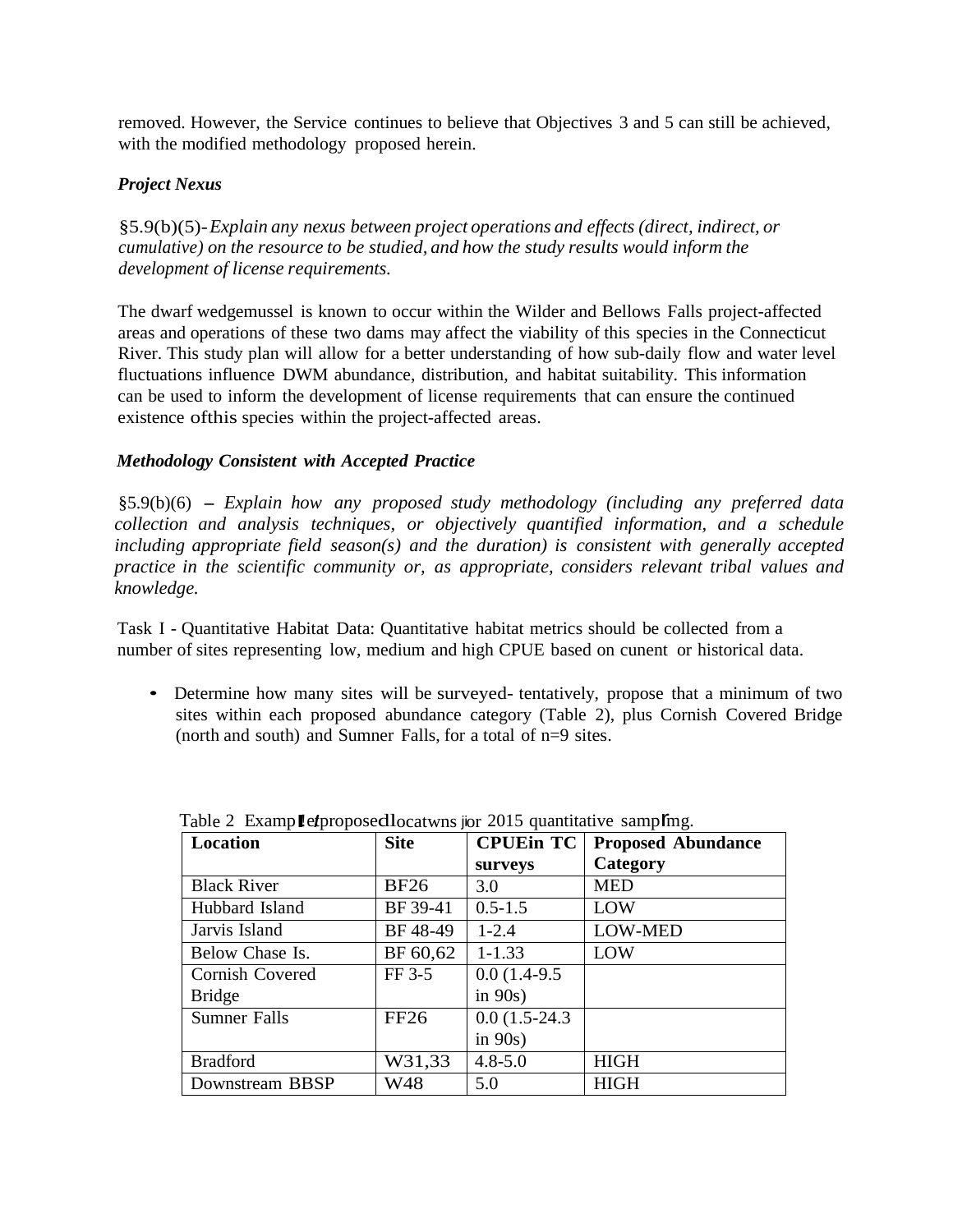removed. However, the Service continues to believe that Objectives 3 and 5 can still be achieved, with the modified methodology proposed herein.

***Project Nexus***

§5.9(b)(5)-*Explain any nexus between project operations and effects (direct, indirect, or cumulative) on the resource to be studied, and how the study results would inform the development of license requirements.*

The dwarf wedgemussel is known to occur within the Wilder and Bellows Falls project-affected areas and operations of these two dams may affect the viability of this species in the Connecticut River. This study plan will allow for a better understanding of how sub-daily flow and water level fluctuations influence DWM abundance, distribution, and habitat suitability. This information can be used to inform the development of license requirements that can ensure the continued existence ofthis species within the project-affected areas.

***Methodology Consistent with Accepted Practice***

§5.9(b)(6) – *Explain how any proposed study methodology (including any preferred data collection and analysis techniques, or objectively quantified information, and a schedule including appropriate field season(s) and the duration) is consistent with generally accepted practice in the scientific community or, as appropriate, considers relevant tribal values and knowledge.*

Task I - Quantitative Habitat Data: Quantitative habitat metrics should be collected from a number of sites representing low, medium and high CPUE based on cunent or historical data.

- Determine how many sites will be surveyed- tentatively, propose that a minimum of two sites within each proposed abundance category (Table 2), plus Cornish Covered Bridge (north and south) and Sumner Falls, for a total of n=9 sites.

Table 2 Example of proposed locations for 2015 quantitative sampling.

| Location | Site | CPUEin TC surveys | Proposed Abundance Category |
|---|---|---|---|
| Black River | BF26 | 3.0 | MED |
| Hubbard Island | BF 39-41 | 0.5-1.5 | LOW |
| Jarvis Island | BF 48-49 | 1-2.4 | LOW-MED |
| Below Chase Is. | BF 60,62 | 1-1.33 | LOW |
| Cornish Covered Bridge | FF 3-5 | 0.0 (1.4-9.5 in 90s) | |
| Sumner Falls | FF26 | 0.0 (1.5-24.3 in 90s) | |
| Bradford | W31,33 | 4.8-5.0 | HIGH |
| Downstream BBSP | W48 | 5.0 | HIGH |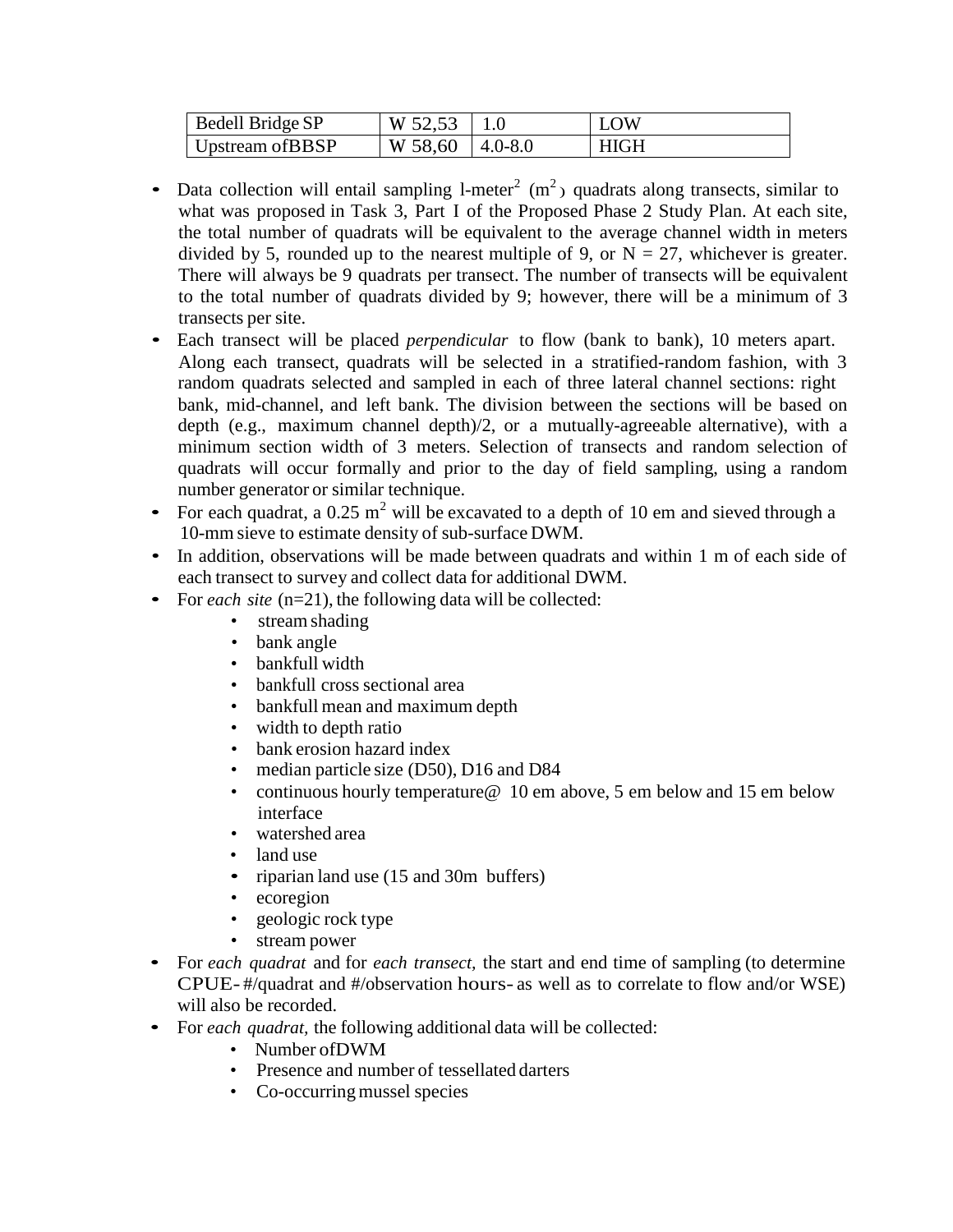| Bedell Bridge SP | W 52,53 | 1.0 | LOW |
|---|---|---|---|
| Upstream ofBBSP | W 58,60 | 4.0-8.0 | HIGH |

- Data collection will entail sampling l-meter$^2$ ($m^2$) quadrats along transects, similar to what was proposed in Task 3, Part I of the Proposed Phase 2 Study Plan. At each site, the total number of quadrats will be equivalent to the average channel width in meters divided by 5, rounded up to the nearest multiple of 9, or N = 27, whichever is greater. There will always be 9 quadrats per transect. The number of transects will be equivalent to the total number of quadrats divided by 9; however, there will be a minimum of 3 transects per site.
- Each transect will be placed *perpendicular* to flow (bank to bank), 10 meters apart. Along each transect, quadrats will be selected in a stratified-random fashion, with 3 random quadrats selected and sampled in each of three lateral channel sections: right bank, mid-channel, and left bank. The division between the sections will be based on depth (e.g., maximum channel depth)/2, or a mutually-agreeable alternative), with a minimum section width of 3 meters. Selection of transects and random selection of quadrats will occur formally and prior to the day of field sampling, using a random number generator or similar technique.
- For each quadrat, a 0.25 $m^2$ will be excavated to a depth of 10 em and sieved through a 10-mm sieve to estimate density of sub-surface DWM.
- In addition, observations will be made between quadrats and within 1 m of each side of each transect to survey and collect data for additional DWM.
- For *each site* (n=21), the following data will be collected:
    - stream shading
    - bank angle
    - bankfull width
    - bankfull cross sectional area
    - bankfull mean and maximum depth
    - width to depth ratio
    - bank erosion hazard index
    - median particle size (D50), D16 and D84
    - continuous hourly temperature@ 10 em above, 5 em below and 15 em below interface
    - watershed area
    - land use
    - riparian land use (15 and 30m buffers)
    - ecoregion
    - geologic rock type
    - stream power
- For *each quadrat* and for *each transect,* the start and end time of sampling (to determine CPUE- #/quadrat and #/observation hours- as well as to correlate to flow and/or WSE) will also be recorded.
- For *each quadrat,* the following additional data will be collected:
    - Number ofDWM
    - Presence and number of tessellated darters
    - Co-occurring mussel species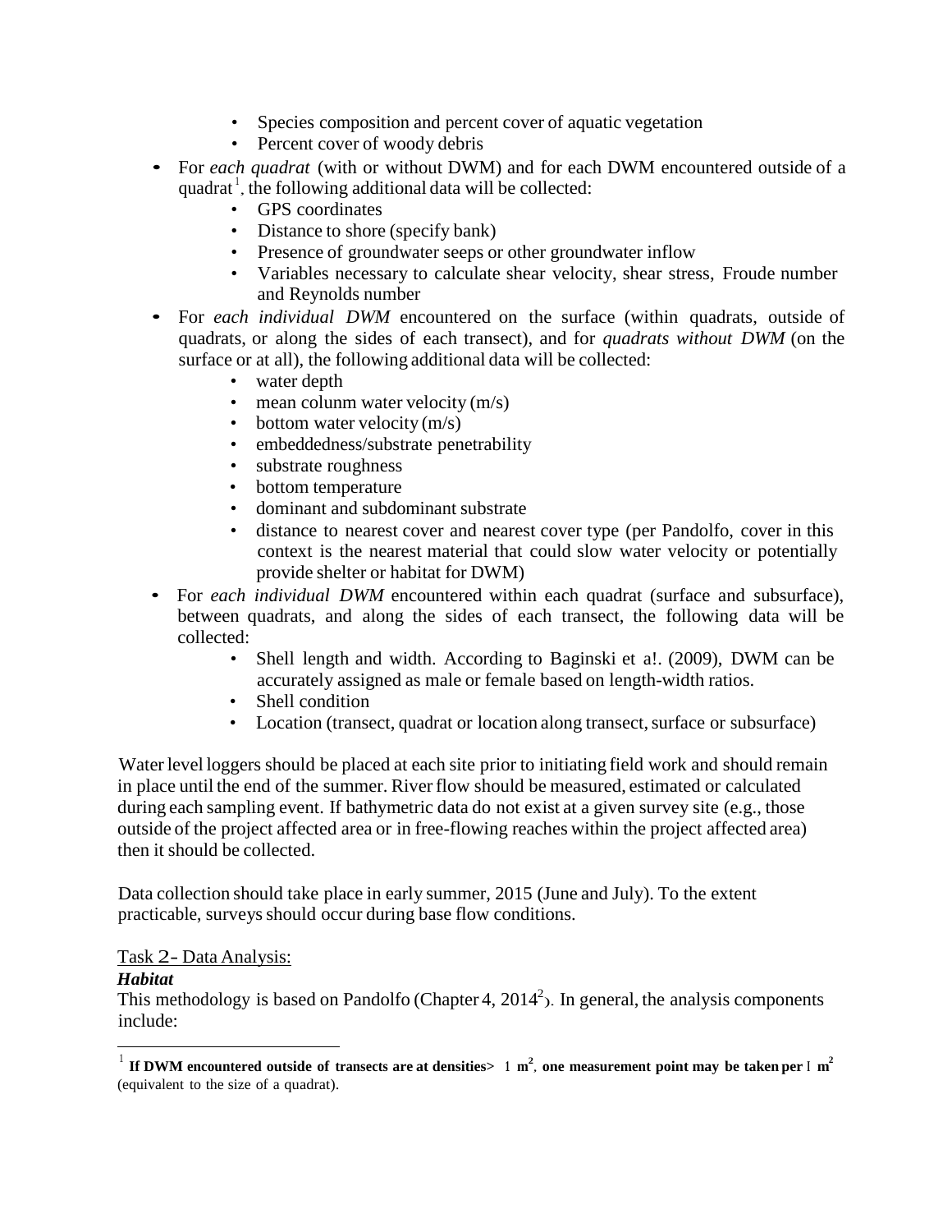- Species composition and percent cover of aquatic vegetation
  - Percent cover of woody debris
- For *each quadrat* (with or without DWM) and for each DWM encountered outside of a quadrat[1], the following additional data will be collected:
  - GPS coordinates
  - Distance to shore (specify bank)
  - Presence of groundwater seeps or other groundwater inflow
  - Variables necessary to calculate shear velocity, shear stress, Froude number and Reynolds number
- For *each individual DWM* encountered on the surface (within quadrats, outside of quadrats, or along the sides of each transect), and for *quadrats without DWM* (on the surface or at all), the following additional data will be collected:
  - water depth
  - mean colunm water velocity (m/s)
  - bottom water velocity (m/s)
  - embeddedness/substrate penetrability
  - substrate roughness
  - bottom temperature
  - dominant and subdominant substrate
  - distance to nearest cover and nearest cover type (per Pandolfo, cover in this context is the nearest material that could slow water velocity or potentially provide shelter or habitat for DWM)
- For *each individual DWM* encountered within each quadrat (surface and subsurface), between quadrats, and along the sides of each transect, the following data will be collected:
  - Shell length and width. According to Baginski et a!. (2009), DWM can be accurately assigned as male or female based on length-width ratios.
  - Shell condition
  - Location (transect, quadrat or location along transect, surface or subsurface)

Water level loggers should be placed at each site prior to initiating field work and should remain in place until the end of the summer. River flow should be measured, estimated or calculated during each sampling event. If bathymetric data do not exist at a given survey site (e.g., those outside of the project affected area or in free-flowing reaches within the project affected area) then it should be collected.

Data collection should take place in early summer, 2015 (June and July). To the extent practicable, surveys should occur during base flow conditions.

<u>Task 2- Data Analysis:</u>

***Habitat***

This methodology is based on Pandolfo (Chapter 4, 2014[2]). In general, the analysis components include:

---

[1] **If DWM encountered outside of transects are at densities> 1 m$^2$, one measurement point may be taken per 1 m$^2$** (equivalent to the size of a quadrat).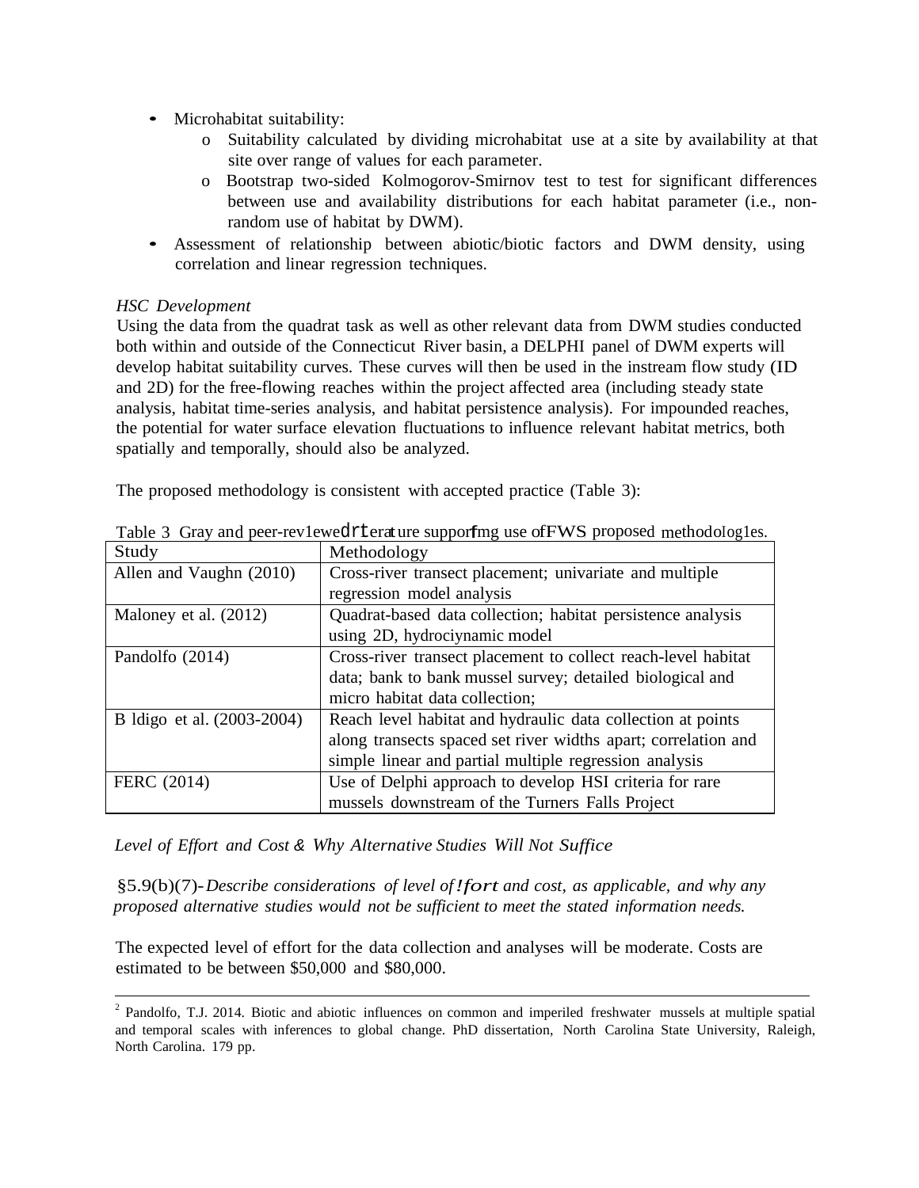- Microhabitat suitability:
    - o Suitability calculated by dividing microhabitat use at a site by availability at that site over range of values for each parameter.
    - o Bootstrap two-sided Kolmogorov-Smirnov test to test for significant differences between use and availability distributions for each habitat parameter (i.e., non-random use of habitat by DWM).
- Assessment of relationship between abiotic/biotic factors and DWM density, using correlation and linear regression techniques.

*HSC Development*

Using the data from the quadrat task as well as other relevant data from DWM studies conducted both within and outside of the Connecticut River basin, a DELPHI panel of DWM experts will develop habitat suitability curves. These curves will then be used in the instream flow study (ID and 2D) for the free-flowing reaches within the project affected area (including steady state analysis, habitat time-series analysis, and habitat persistence analysis). For impounded reaches, the potential for water surface elevation fluctuations to influence relevant habitat metrics, both spatially and temporally, should also be analyzed.

The proposed methodology is consistent with accepted practice (Table 3):

Table 3 Gray and peer-rev1ewedrtera ture supporfmg use ofFWS proposed methodoIog1es.

| Study | Methodology |
|---|---|
| Allen and Vaughn (2010) | Cross-river transect placement; univariate and multiple regression model analysis |
| Maloney et al. (2012) | Quadrat-based data collection; habitat persistence analysis using 2D, hydrociynamic model |
| Pandolfo (2014) | Cross-river transect placement to collect reach-level habitat data; bank to bank mussel survey; detailed biological and micro habitat data collection; |
| B ldigo et al. (2003-2004) | Reach level habitat and hydraulic data collection at points along transects spaced set river widths apart; correlation and simple linear and partial multiple regression analysis |
| FERC (2014) | Use of Delphi approach to develop HSI criteria for rare mussels downstream of the Turners Falls Project |

*Level of Effort and Cost & Why Alternative Studies Will Not Suffice*

§5.9(b)(7)-*Describe considerations of level of !fort and cost, as applicable, and why any proposed alternative studies would not be sufficient to meet the stated information needs.*

The expected level of effort for the data collection and analyses will be moderate. Costs are estimated to be between $50,000 and $80,000.

---

[2] Pandolfo, T.J. 2014. Biotic and abiotic influences on common and imperiled freshwater mussels at multiple spatial and temporal scales with inferences to global change. PhD dissertation, North Carolina State University, Raleigh, North Carolina. 179 pp.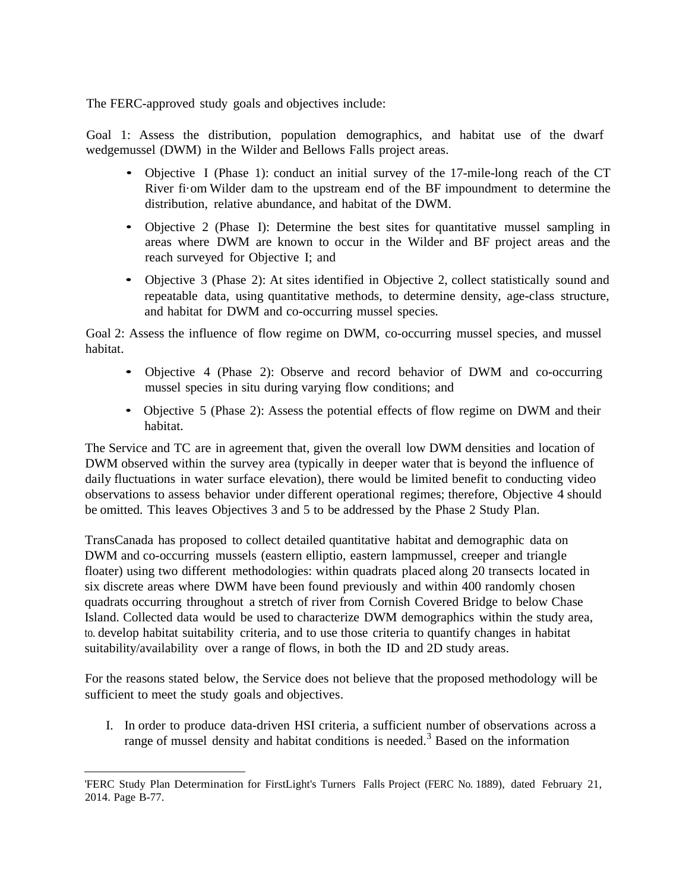The FERC-approved study goals and objectives include:

Goal 1: Assess the distribution, population demographics, and habitat use of the dwarf wedgemussel (DWM) in the Wilder and Bellows Falls project areas.

- Objective I (Phase 1): conduct an initial survey of the 17-mile-long reach of the CT River fi·om Wilder dam to the upstream end of the BF impoundment to determine the distribution, relative abundance, and habitat of the DWM.
- Objective 2 (Phase I): Determine the best sites for quantitative mussel sampling in areas where DWM are known to occur in the Wilder and BF project areas and the reach surveyed for Objective I; and
- Objective 3 (Phase 2): At sites identified in Objective 2, collect statistically sound and repeatable data, using quantitative methods, to determine density, age-class structure, and habitat for DWM and co-occurring mussel species.

Goal 2: Assess the influence of flow regime on DWM, co-occurring mussel species, and mussel habitat.

- Objective 4 (Phase 2): Observe and record behavior of DWM and co-occurring mussel species in situ during varying flow conditions; and
- Objective 5 (Phase 2): Assess the potential effects of flow regime on DWM and their habitat.

The Service and TC are in agreement that, given the overall low DWM densities and location of DWM observed within the survey area (typically in deeper water that is beyond the influence of daily fluctuations in water surface elevation), there would be limited benefit to conducting video observations to assess behavior under different operational regimes; therefore, Objective 4 should be omitted. This leaves Objectives 3 and 5 to be addressed by the Phase 2 Study Plan.

TransCanada has proposed to collect detailed quantitative habitat and demographic data on DWM and co-occurring mussels (eastern elliptio, eastern lampmussel, creeper and triangle floater) using two different methodologies: within quadrats placed along 20 transects located in six discrete areas where DWM have been found previously and within 400 randomly chosen quadrats occurring throughout a stretch of river from Cornish Covered Bridge to below Chase Island. Collected data would be used to characterize DWM demographics within the study area, to. develop habitat suitability criteria, and to use those criteria to quantify changes in habitat suitability/availability over a range of flows, in both the ID and 2D study areas.

For the reasons stated below, the Service does not believe that the proposed methodology will be sufficient to meet the study goals and objectives.

I. In order to produce data-driven HSI criteria, a sufficient number of observations across a range of mussel density and habitat conditions is needed.[3] Based on the information

---

'FERC Study Plan Determination for FirstLight's Turners Falls Project (FERC No. 1889), dated February 21, 2014. Page B-77.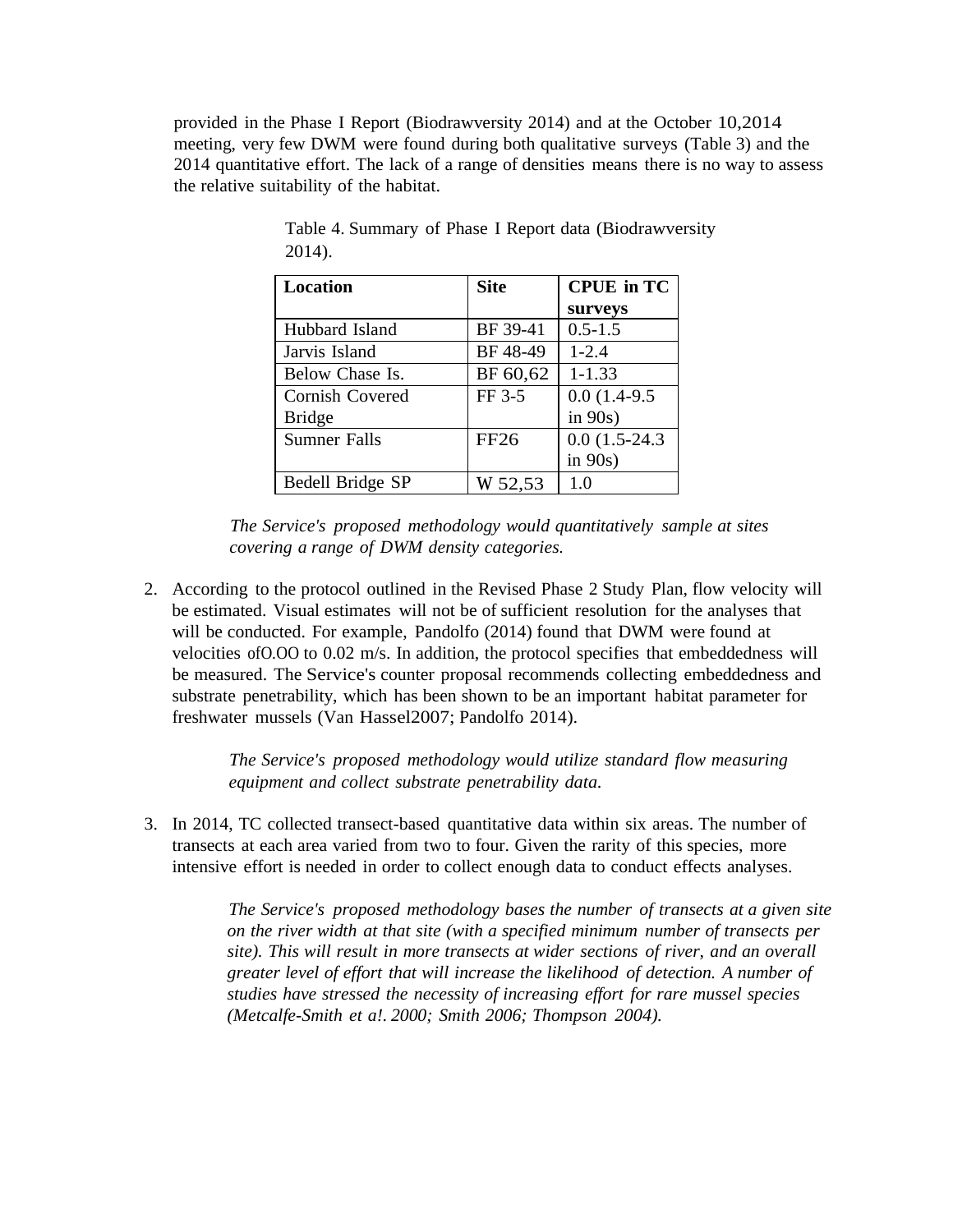provided in the Phase I Report (Biodrawversity 2014) and at the October 10,2014 meeting, very few DWM were found during both qualitative surveys (Table 3) and the 2014 quantitative effort. The lack of a range of densities means there is no way to assess the relative suitability of the habitat.

Table 4. Summary of Phase I Report data (Biodrawversity 2014).

| Location | Site | CPUE in TC surveys |
|---|---|---|
| Hubbard Island | BF 39-41 | 0.5-1.5 |
| Jarvis Island | BF 48-49 | 1-2.4 |
| Below Chase Is. | BF 60,62 | 1-1.33 |
| Cornish Covered Bridge | FF 3-5 | 0.0 (1.4-9.5 in 90s) |
| Sumner Falls | FF26 | 0.0 (1.5-24.3 in 90s) |
| Bedell Bridge SP | W 52,53 | 1.0 |

*The Service's proposed methodology would quantitatively sample at sites covering a range of DWM density categories.*

2. According to the protocol outlined in the Revised Phase 2 Study Plan, flow velocity will be estimated. Visual estimates will not be of sufficient resolution for the analyses that will be conducted. For example, Pandolfo (2014) found that DWM were found at velocities ofO.OO to 0.02 m/s. In addition, the protocol specifies that embeddedness will be measured. The Service's counter proposal recommends collecting embeddedness and substrate penetrability, which has been shown to be an important habitat parameter for freshwater mussels (Van Hassel2007; Pandolfo 2014).

   *The Service's proposed methodology would utilize standard flow measuring equipment and collect substrate penetrability data.*

3. In 2014, TC collected transect-based quantitative data within six areas. The number of transects at each area varied from two to four. Given the rarity of this species, more intensive effort is needed in order to collect enough data to conduct effects analyses.

   *The Service's proposed methodology bases the number of transects at a given site on the river width at that site (with a specified minimum number of transects per site). This will result in more transects at wider sections of river, and an overall greater level of effort that will increase the likelihood of detection. A number of studies have stressed the necessity of increasing effort for rare mussel species (Metcalfe-Smith et a!. 2000; Smith 2006; Thompson 2004).*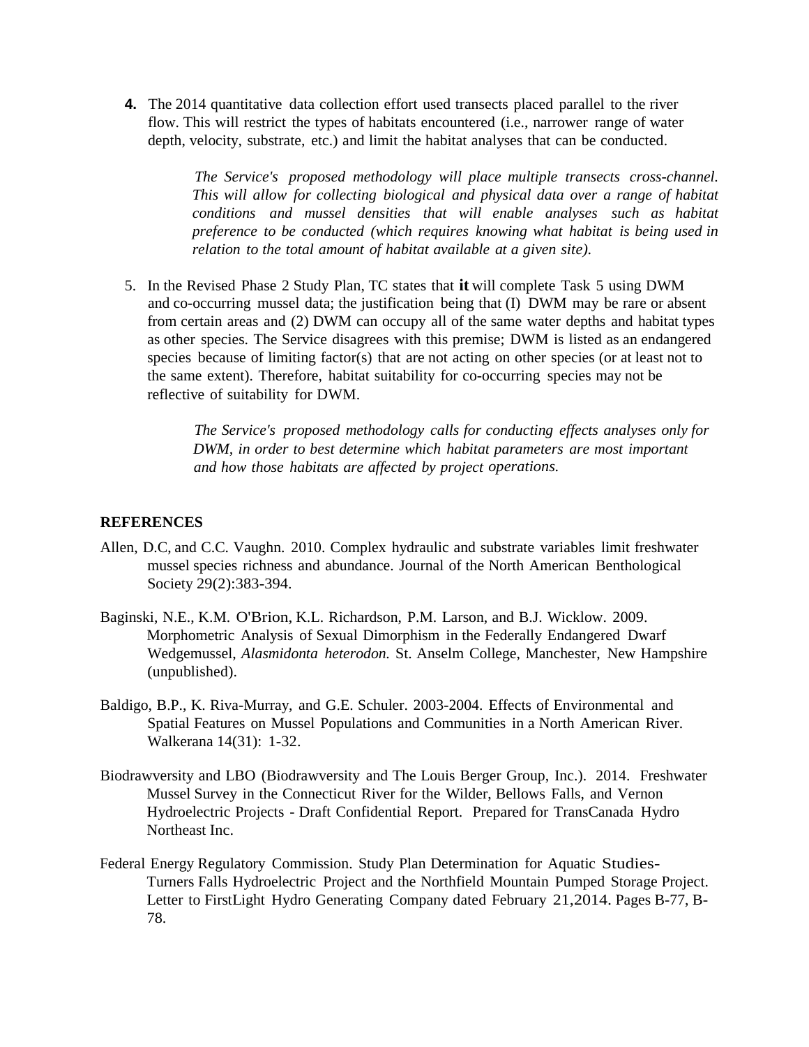4. The 2014 quantitative data collection effort used transects placed parallel to the river flow. This will restrict the types of habitats encountered (i.e., narrower range of water depth, velocity, substrate, etc.) and limit the habitat analyses that can be conducted.

   *The Service's proposed methodology will place multiple transects cross-channel. This will allow for collecting biological and physical data over a range of habitat conditions and mussel densities that will enable analyses such as habitat preference to be conducted (which requires knowing what habitat is being used in relation to the total amount of habitat available at a given site).*

5. In the Revised Phase 2 Study Plan, TC states that it will complete Task 5 using DWM and co-occurring mussel data; the justification being that (I) DWM may be rare or absent from certain areas and (2) DWM can occupy all of the same water depths and habitat types as other species. The Service disagrees with this premise; DWM is listed as an endangered species because of limiting factor(s) that are not acting on other species (or at least not to the same extent). Therefore, habitat suitability for co-occurring species may not be reflective of suitability for DWM.

   *The Service's proposed methodology calls for conducting effects analyses only for DWM, in order to best determine which habitat parameters are most important and how those habitats are affected by project operations.*

**REFERENCES**

Allen, D.C, and C.C. Vaughn. 2010. Complex hydraulic and substrate variables limit freshwater mussel species richness and abundance. Journal of the North American Benthological Society 29(2):383-394.

Baginski, N.E., K.M. O'Brion, K.L. Richardson, P.M. Larson, and B.J. Wicklow. 2009. Morphometric Analysis of Sexual Dimorphism in the Federally Endangered Dwarf Wedgemussel, *Alasmidonta heterodon.* St. Anselm College, Manchester, New Hampshire (unpublished).

Baldigo, B.P., K. Riva-Murray, and G.E. Schuler. 2003-2004. Effects of Environmental and Spatial Features on Mussel Populations and Communities in a North American River. Walkerana 14(31): 1-32.

Biodrawversity and LBO (Biodrawversity and The Louis Berger Group, Inc.). 2014. Freshwater Mussel Survey in the Connecticut River for the Wilder, Bellows Falls, and Vernon Hydroelectric Projects - Draft Confidential Report. Prepared for TransCanada Hydro Northeast Inc.

Federal Energy Regulatory Commission. Study Plan Determination for Aquatic Studies-Turners Falls Hydroelectric Project and the Northfield Mountain Pumped Storage Project. Letter to FirstLight Hydro Generating Company dated February 21,2014. Pages B-77, B-78.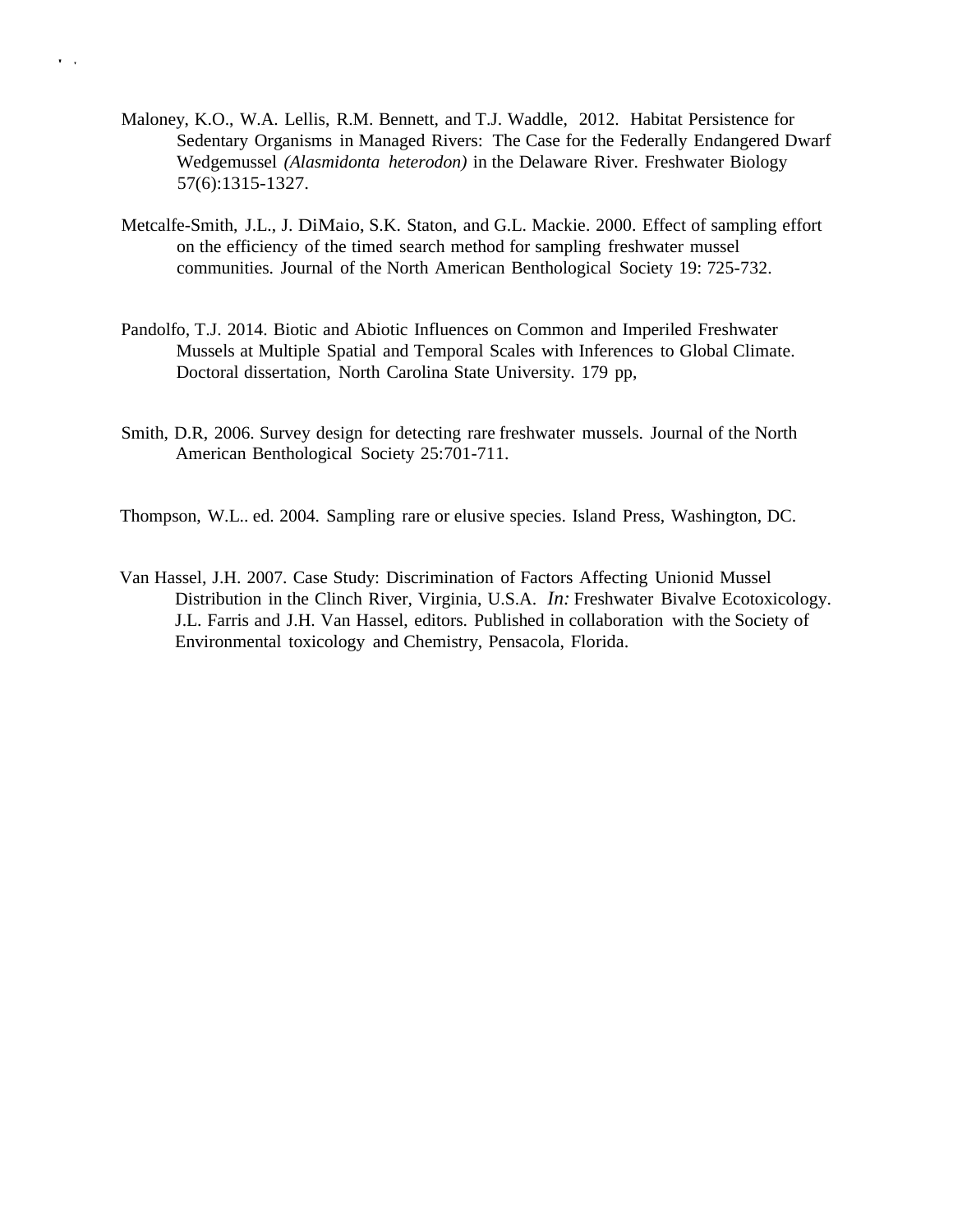Maloney, K.O., W.A. Lellis, R.M. Bennett, and T.J. Waddle, 2012. Habitat Persistence for Sedentary Organisms in Managed Rivers: The Case for the Federally Endangered Dwarf Wedgemussel *(Alasmidonta heterodon)* in the Delaware River. Freshwater Biology 57(6):1315-1327.

Metcalfe-Smith, J.L., J. DiMaio, S.K. Staton, and G.L. Mackie. 2000. Effect of sampling effort on the efficiency of the timed search method for sampling freshwater mussel communities. Journal of the North American Benthological Society 19: 725-732.

Pandolfo, T.J. 2014. Biotic and Abiotic Influences on Common and Imperiled Freshwater Mussels at Multiple Spatial and Temporal Scales with Inferences to Global Climate. Doctoral dissertation, North Carolina State University. 179 pp,

Smith, D.R, 2006. Survey design for detecting rare freshwater mussels. Journal of the North American Benthological Society 25:701-711.

Thompson, W.L.. ed. 2004. Sampling rare or elusive species. Island Press, Washington, DC.

Van Hassel, J.H. 2007. Case Study: Discrimination of Factors Affecting Unionid Mussel Distribution in the Clinch River, Virginia, U.S.A. *In:* Freshwater Bivalve Ecotoxicology. J.L. Farris and J.H. Van Hassel, editors. Published in collaboration with the Society of Environmental toxicology and Chemistry, Pensacola, Florida.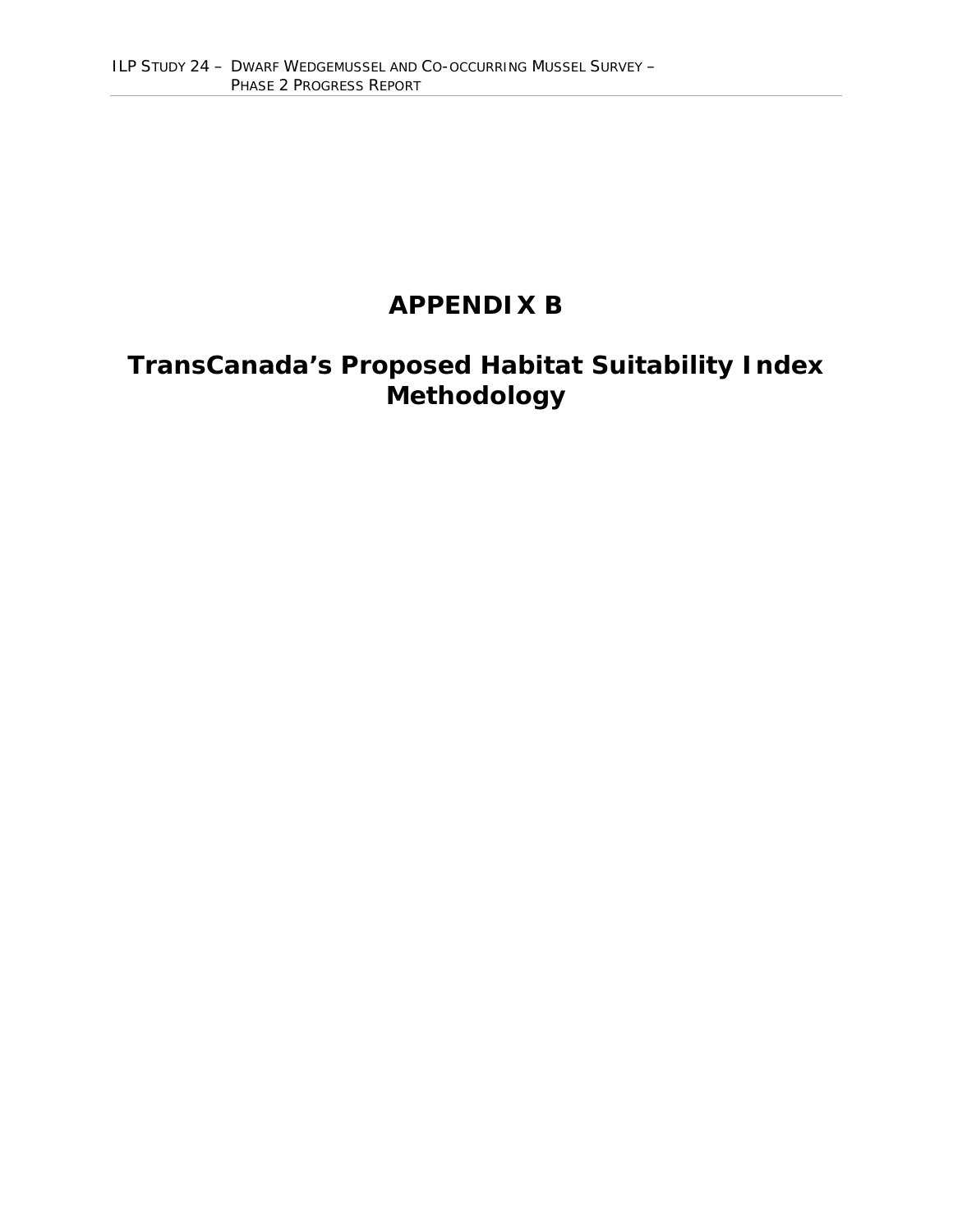# APPENDIX B

# TransCanada's Proposed Habitat Suitability Index Methodology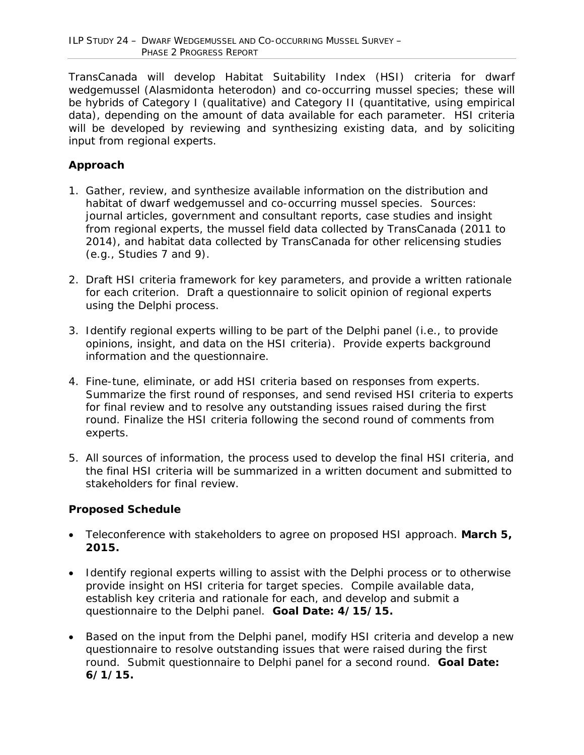TransCanada will develop Habitat Suitability Index (HSI) criteria for dwarf wedgemussel (Alasmidonta heterodon) and co-occurring mussel species; these will be hybrids of Category I (qualitative) and Category II (quantitative, using empirical data), depending on the amount of data available for each parameter. HSI criteria will be developed by reviewing and synthesizing existing data, and by soliciting input from regional experts.

## Approach

1. Gather, review, and synthesize available information on the distribution and habitat of dwarf wedgemussel and co-occurring mussel species. Sources: journal articles, government and consultant reports, case studies and insight from regional experts, the mussel field data collected by TransCanada (2011 to 2014), and habitat data collected by TransCanada for other relicensing studies (e.g., Studies 7 and 9).

2. Draft HSI criteria framework for key parameters, and provide a written rationale for each criterion. Draft a questionnaire to solicit opinion of regional experts using the Delphi process.

3. Identify regional experts willing to be part of the Delphi panel (i.e., to provide opinions, insight, and data on the HSI criteria). Provide experts background information and the questionnaire.

4. Fine-tune, eliminate, or add HSI criteria based on responses from experts. Summarize the first round of responses, and send revised HSI criteria to experts for final review and to resolve any outstanding issues raised during the first round. Finalize the HSI criteria following the second round of comments from experts.

5. All sources of information, the process used to develop the final HSI criteria, and the final HSI criteria will be summarized in a written document and submitted to stakeholders for final review.

## Proposed Schedule

- Teleconference with stakeholders to agree on proposed HSI approach. **March 5, 2015.**

- Identify regional experts willing to assist with the Delphi process or to otherwise provide insight on HSI criteria for target species. Compile available data, establish key criteria and rationale for each, and develop and submit a questionnaire to the Delphi panel. **Goal Date: 4/15/15.**

- Based on the input from the Delphi panel, modify HSI criteria and develop a new questionnaire to resolve outstanding issues that were raised during the first round. Submit questionnaire to Delphi panel for a second round. **Goal Date: 6/1/15.**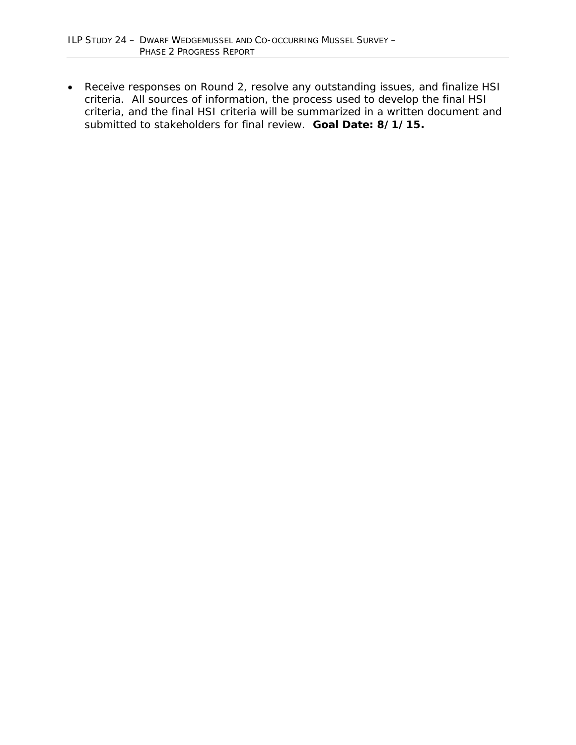- Receive responses on Round 2, resolve any outstanding issues, and finalize HSI criteria. All sources of information, the process used to develop the final HSI criteria, and the final HSI criteria will be summarized in a written document and submitted to stakeholders for final review. **Goal Date: 8/1/15.**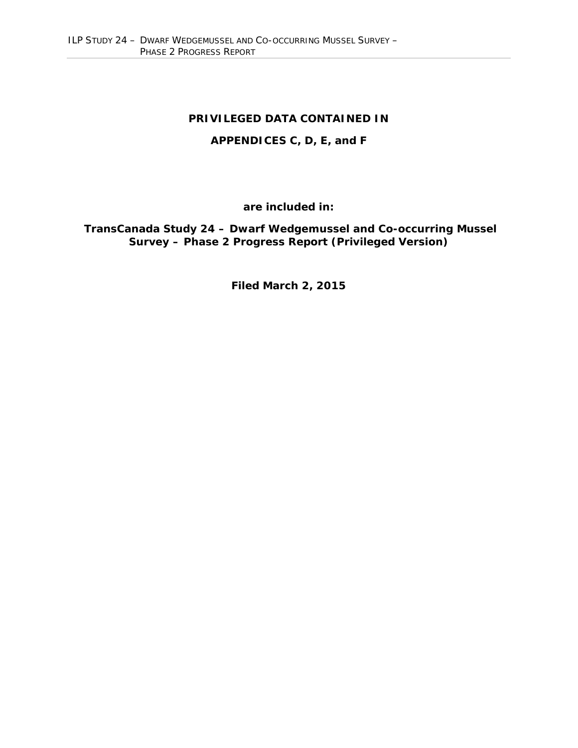**PRIVILEGED DATA CONTAINED IN**

**APPENDICES C, D, E, and F**

**are included in:**

**TransCanada Study 24 – Dwarf Wedgemussel and Co-occurring Mussel Survey – Phase 2 Progress Report (Privileged Version)**

**Filed March 2, 2015**